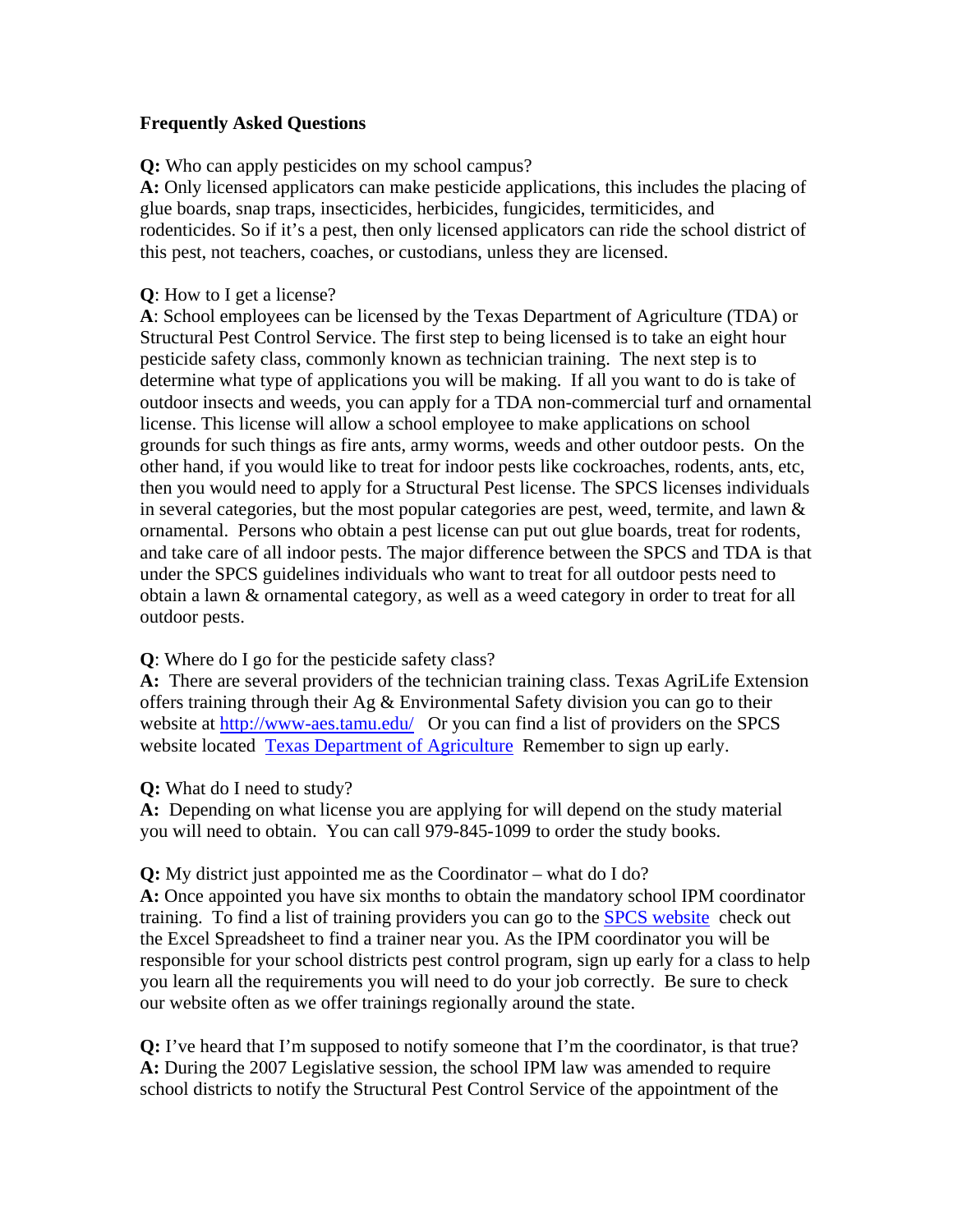**Frequently Asked Questions**

**Q:** Who can apply pesticides on my school campus?
**A:** Only licensed applicators can make pesticide applications, this includes the placing of glue boards, snap traps, insecticides, herbicides, fungicides, termiticides, and rodenticides. So if it's a pest, then only licensed applicators can ride the school district of this pest, not teachers, coaches, or custodians, unless they are licensed.

**Q**: How to I get a license?
**A**: School employees can be licensed by the Texas Department of Agriculture (TDA) or Structural Pest Control Service. The first step to being licensed is to take an eight hour pesticide safety class, commonly known as technician training. The next step is to determine what type of applications you will be making. If all you want to do is take of outdoor insects and weeds, you can apply for a TDA non-commercial turf and ornamental license. This license will allow a school employee to make applications on school grounds for such things as fire ants, army worms, weeds and other outdoor pests. On the other hand, if you would like to treat for indoor pests like cockroaches, rodents, ants, etc, then you would need to apply for a Structural Pest license. The SPCS licenses individuals in several categories, but the most popular categories are pest, weed, termite, and lawn & ornamental. Persons who obtain a pest license can put out glue boards, treat for rodents, and take care of all indoor pests. The major difference between the SPCS and TDA is that under the SPCS guidelines individuals who want to treat for all outdoor pests need to obtain a lawn & ornamental category, as well as a weed category in order to treat for all outdoor pests.

**Q**: Where do I go for the pesticide safety class?
**A:** There are several providers of the technician training class. Texas AgriLife Extension offers training through their Ag & Environmental Safety division you can go to their website at [http://www-aes.tamu.edu/](http://www-aes.tamu.edu/) Or you can find a list of providers on the SPCS website located [Texas Department of Agriculture]() Remember to sign up early.

**Q:** What do I need to study?
**A:** Depending on what license you are applying for will depend on the study material you will need to obtain. You can call 979-845-1099 to order the study books.

**Q:** My district just appointed me as the Coordinator – what do I do?
**A:** Once appointed you have six months to obtain the mandatory school IPM coordinator training. To find a list of training providers you can go to the [SPCS website]() check out the Excel Spreadsheet to find a trainer near you. As the IPM coordinator you will be responsible for your school districts pest control program, sign up early for a class to help you learn all the requirements you will need to do your job correctly. Be sure to check our website often as we offer trainings regionally around the state.

**Q:** I've heard that I'm supposed to notify someone that I'm the coordinator, is that true?
**A:** During the 2007 Legislative session, the school IPM law was amended to require school districts to notify the Structural Pest Control Service of the appointment of the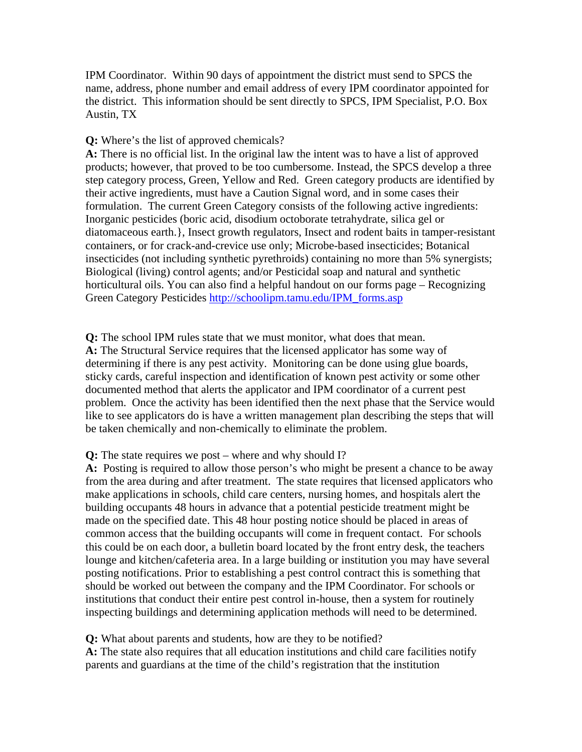IPM Coordinator. Within 90 days of appointment the district must send to SPCS the name, address, phone number and email address of every IPM coordinator appointed for the district. This information should be sent directly to SPCS, IPM Specialist, P.O. Box Austin, TX

**Q:** Where's the list of approved chemicals?
**A:** There is no official list. In the original law the intent was to have a list of approved products; however, that proved to be too cumbersome. Instead, the SPCS develop a three step category process, Green, Yellow and Red. Green category products are identified by their active ingredients, must have a Caution Signal word, and in some cases their formulation. The current Green Category consists of the following active ingredients: Inorganic pesticides (boric acid, disodium octoborate tetrahydrate, silica gel or diatomaceous earth.}, Insect growth regulators, Insect and rodent baits in tamper-resistant containers, or for crack-and-crevice use only; Microbe-based insecticides; Botanical insecticides (not including synthetic pyrethroids) containing no more than 5% synergists; Biological (living) control agents; and/or Pesticidal soap and natural and synthetic horticultural oils. You can also find a helpful handout on our forms page – Recognizing Green Category Pesticides http://schoolipm.tamu.edu/IPM_forms.asp

**Q:** The school IPM rules state that we must monitor, what does that mean.
**A:** The Structural Service requires that the licensed applicator has some way of determining if there is any pest activity. Monitoring can be done using glue boards, sticky cards, careful inspection and identification of known pest activity or some other documented method that alerts the applicator and IPM coordinator of a current pest problem. Once the activity has been identified then the next phase that the Service would like to see applicators do is have a written management plan describing the steps that will be taken chemically and non-chemically to eliminate the problem.

**Q:** The state requires we post – where and why should I?
**A:** Posting is required to allow those person's who might be present a chance to be away from the area during and after treatment. The state requires that licensed applicators who make applications in schools, child care centers, nursing homes, and hospitals alert the building occupants 48 hours in advance that a potential pesticide treatment might be made on the specified date. This 48 hour posting notice should be placed in areas of common access that the building occupants will come in frequent contact. For schools this could be on each door, a bulletin board located by the front entry desk, the teachers lounge and kitchen/cafeteria area. In a large building or institution you may have several posting notifications. Prior to establishing a pest control contract this is something that should be worked out between the company and the IPM Coordinator. For schools or institutions that conduct their entire pest control in-house, then a system for routinely inspecting buildings and determining application methods will need to be determined.

**Q:** What about parents and students, how are they to be notified?
**A:** The state also requires that all education institutions and child care facilities notify parents and guardians at the time of the child's registration that the institution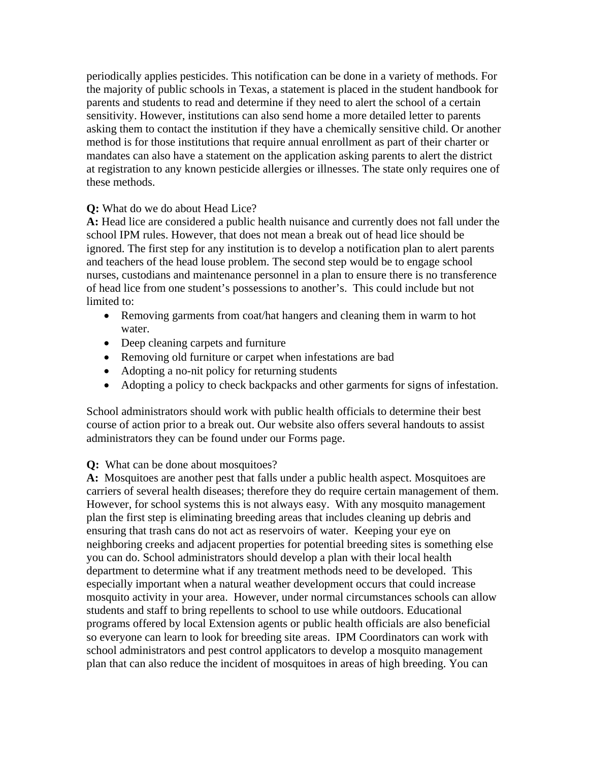periodically applies pesticides. This notification can be done in a variety of methods. For the majority of public schools in Texas, a statement is placed in the student handbook for parents and students to read and determine if they need to alert the school of a certain sensitivity. However, institutions can also send home a more detailed letter to parents asking them to contact the institution if they have a chemically sensitive child. Or another method is for those institutions that require annual enrollment as part of their charter or mandates can also have a statement on the application asking parents to alert the district at registration to any known pesticide allergies or illnesses. The state only requires one of these methods.

**Q:** What do we do about Head Lice?
**A:** Head lice are considered a public health nuisance and currently does not fall under the school IPM rules. However, that does not mean a break out of head lice should be ignored. The first step for any institution is to develop a notification plan to alert parents and teachers of the head louse problem. The second step would be to engage school nurses, custodians and maintenance personnel in a plan to ensure there is no transference of head lice from one student's possessions to another's. This could include but not limited to:

- Removing garments from coat/hat hangers and cleaning them in warm to hot water.
- Deep cleaning carpets and furniture
- Removing old furniture or carpet when infestations are bad
- Adopting a no-nit policy for returning students
- Adopting a policy to check backpacks and other garments for signs of infestation.

School administrators should work with public health officials to determine their best course of action prior to a break out. Our website also offers several handouts to assist administrators they can be found under our Forms page.

**Q:** What can be done about mosquitoes?
**A:** Mosquitoes are another pest that falls under a public health aspect. Mosquitoes are carriers of several health diseases; therefore they do require certain management of them. However, for school systems this is not always easy. With any mosquito management plan the first step is eliminating breeding areas that includes cleaning up debris and ensuring that trash cans do not act as reservoirs of water. Keeping your eye on neighboring creeks and adjacent properties for potential breeding sites is something else you can do. School administrators should develop a plan with their local health department to determine what if any treatment methods need to be developed. This especially important when a natural weather development occurs that could increase mosquito activity in your area. However, under normal circumstances schools can allow students and staff to bring repellents to school to use while outdoors. Educational programs offered by local Extension agents or public health officials are also beneficial so everyone can learn to look for breeding site areas. IPM Coordinators can work with school administrators and pest control applicators to develop a mosquito management plan that can also reduce the incident of mosquitoes in areas of high breeding. You can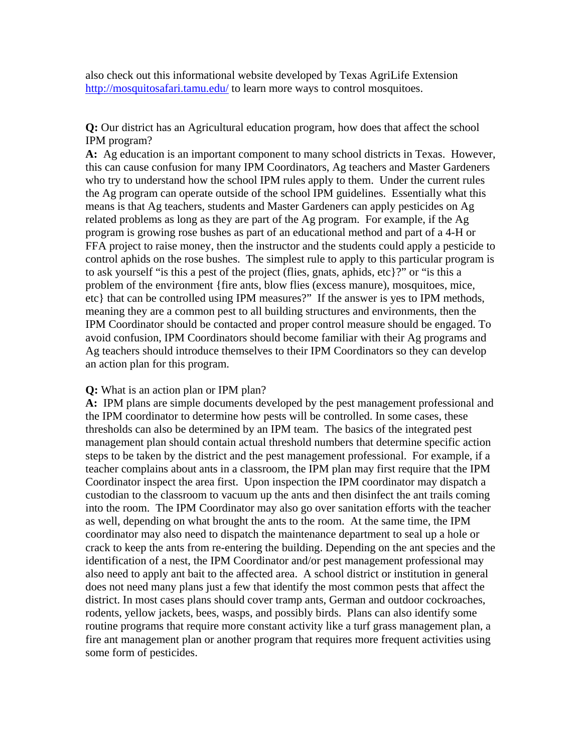also check out this informational website developed by Texas AgriLife Extension http://mosquitosafari.tamu.edu/ to learn more ways to control mosquitoes.

**Q:** Our district has an Agricultural education program, how does that affect the school IPM program?

**A:** Ag education is an important component to many school districts in Texas. However, this can cause confusion for many IPM Coordinators, Ag teachers and Master Gardeners who try to understand how the school IPM rules apply to them. Under the current rules the Ag program can operate outside of the school IPM guidelines. Essentially what this means is that Ag teachers, students and Master Gardeners can apply pesticides on Ag related problems as long as they are part of the Ag program. For example, if the Ag program is growing rose bushes as part of an educational method and part of a 4-H or FFA project to raise money, then the instructor and the students could apply a pesticide to control aphids on the rose bushes. The simplest rule to apply to this particular program is to ask yourself "is this a pest of the project (flies, gnats, aphids, etc}?" or "is this a problem of the environment {fire ants, blow flies (excess manure), mosquitoes, mice, etc} that can be controlled using IPM measures?" If the answer is yes to IPM methods, meaning they are a common pest to all building structures and environments, then the IPM Coordinator should be contacted and proper control measure should be engaged. To avoid confusion, IPM Coordinators should become familiar with their Ag programs and Ag teachers should introduce themselves to their IPM Coordinators so they can develop an action plan for this program.

**Q:** What is an action plan or IPM plan?

**A:** IPM plans are simple documents developed by the pest management professional and the IPM coordinator to determine how pests will be controlled. In some cases, these thresholds can also be determined by an IPM team. The basics of the integrated pest management plan should contain actual threshold numbers that determine specific action steps to be taken by the district and the pest management professional. For example, if a teacher complains about ants in a classroom, the IPM plan may first require that the IPM Coordinator inspect the area first. Upon inspection the IPM coordinator may dispatch a custodian to the classroom to vacuum up the ants and then disinfect the ant trails coming into the room. The IPM Coordinator may also go over sanitation efforts with the teacher as well, depending on what brought the ants to the room. At the same time, the IPM coordinator may also need to dispatch the maintenance department to seal up a hole or crack to keep the ants from re-entering the building. Depending on the ant species and the identification of a nest, the IPM Coordinator and/or pest management professional may also need to apply ant bait to the affected area. A school district or institution in general does not need many plans just a few that identify the most common pests that affect the district. In most cases plans should cover tramp ants, German and outdoor cockroaches, rodents, yellow jackets, bees, wasps, and possibly birds. Plans can also identify some routine programs that require more constant activity like a turf grass management plan, a fire ant management plan or another program that requires more frequent activities using some form of pesticides.